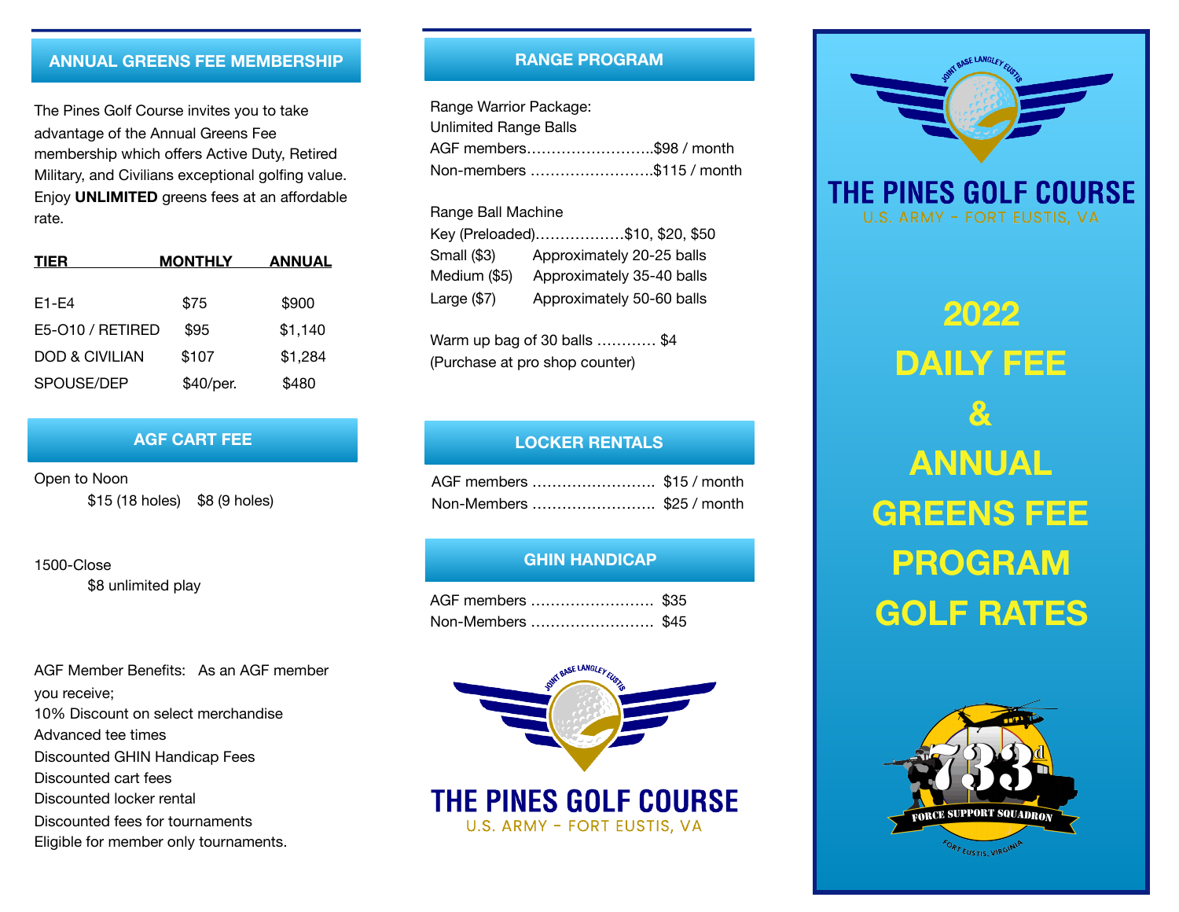## ANNUAL GREENS FEE MEMBERSHIP

The Pines Golf Course invites you to take advantage of the Annual Greens Fee membership which offers Active Duty, Retired Military, and Civilians exceptional golfing value. Enjoy **UNLIMITED** greens fees at an affordable rate.

| TIER | MONTHLY | ANNUAL |
|---|---|---|
| E1-E4 | $75 | $900 |
| E5-O10 / RETIRED | $95 | $1,140 |
| DOD & CIVILIAN | $107 | $1,284 |
| SPOUSE/DEP | $40/per. | $480 |

## AGF CART FEE

Open to Noon
$15 (18 holes) $8 (9 holes)

1500-Close
$8 unlimited play

AGF Member Benefits: As an AGF member you receive;
10% Discount on select merchandise
Advanced tee times
Discounted GHIN Handicap Fees
Discounted cart fees
Discounted locker rental
Discounted fees for tournaments
Eligible for member only tournaments.

## RANGE PROGRAM

Range Warrior Package:
Unlimited Range Balls
AGF members……………………….$98 / month
Non-members ……………………….$115 / month

Range Ball Machine
Key (Preloaded)………………$10, $20, $50
Small ($3) Approximately 20-25 balls
Medium ($5) Approximately 35-40 balls
Large ($7) Approximately 50-60 balls

Warm up bag of 30 balls ………… $4
(Purchase at pro shop counter)

## LOCKER RENTALS

AGF members ……………………… $15 / month
Non-Members ……………………… $25 / month

## GHIN HANDICAP

AGF members ……………………… $35
Non-Members ……………………… $45

JOINT BASE LANGLEY EUSTIS

THE PINES GOLF COURSE
U.S. ARMY - FORT EUSTIS, VA

JOINT BASE LANGLEY EUSTIS

# THE PINES GOLF COURSE
U.S. ARMY - FORT EUSTIS, VA

# 2022 DAILY FEE & ANNUAL GREENS FEE PROGRAM GOLF RATES

733d FORCE SUPPORT SQUADRON
FORT EUSTIS, VIRGINIA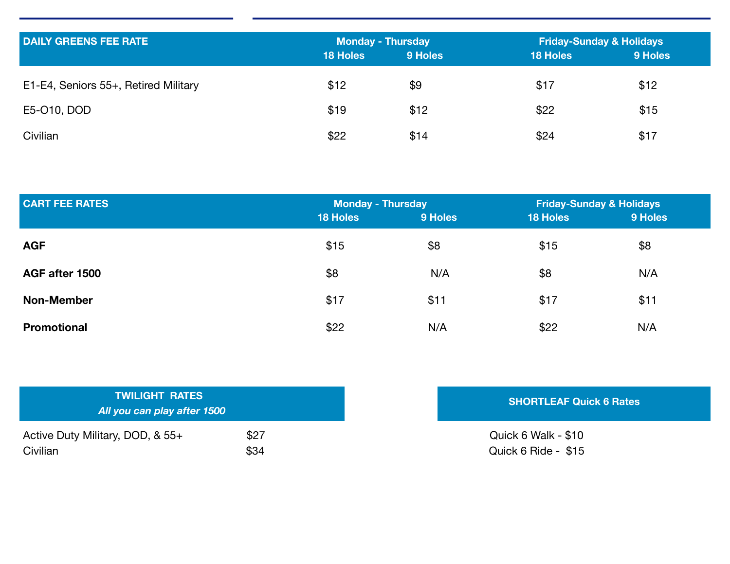| DAILY GREENS FEE RATE | Monday - Thursday | | Friday-Sunday & Holidays | |
|---|---|---|---|---|
| | 18 Holes | 9 Holes | 18 Holes | 9 Holes |
| E1-E4, Seniors 55+, Retired Military | $12 | $9 | $17 | $12 |
| E5-O10, DOD | $19 | $12 | $22 | $15 |
| Civilian | $22 | $14 | $24 | $17 |

| CART FEE RATES | Monday - Thursday | | Friday-Sunday & Holidays | |
|---|---|---|---|---|
| | 18 Holes | 9 Holes | 18 Holes | 9 Holes |
| **AGF** | $15 | $8 | $15 | $8 |
| **AGF after 1500** | $8 | N/A | $8 | N/A |
| **Non-Member** | $17 | $11 | $17 | $11 |
| **Promotional** | $22 | N/A | $22 | N/A |

| TWILIGHT RATES *All you can play after 1500* | |
|---|---|
| Active Duty Military, DOD, & 55+ | $27 |
| Civilian | $34 |

**SHORTLEAF Quick 6 Rates**

Quick 6 Walk - $10

Quick 6 Ride - $15